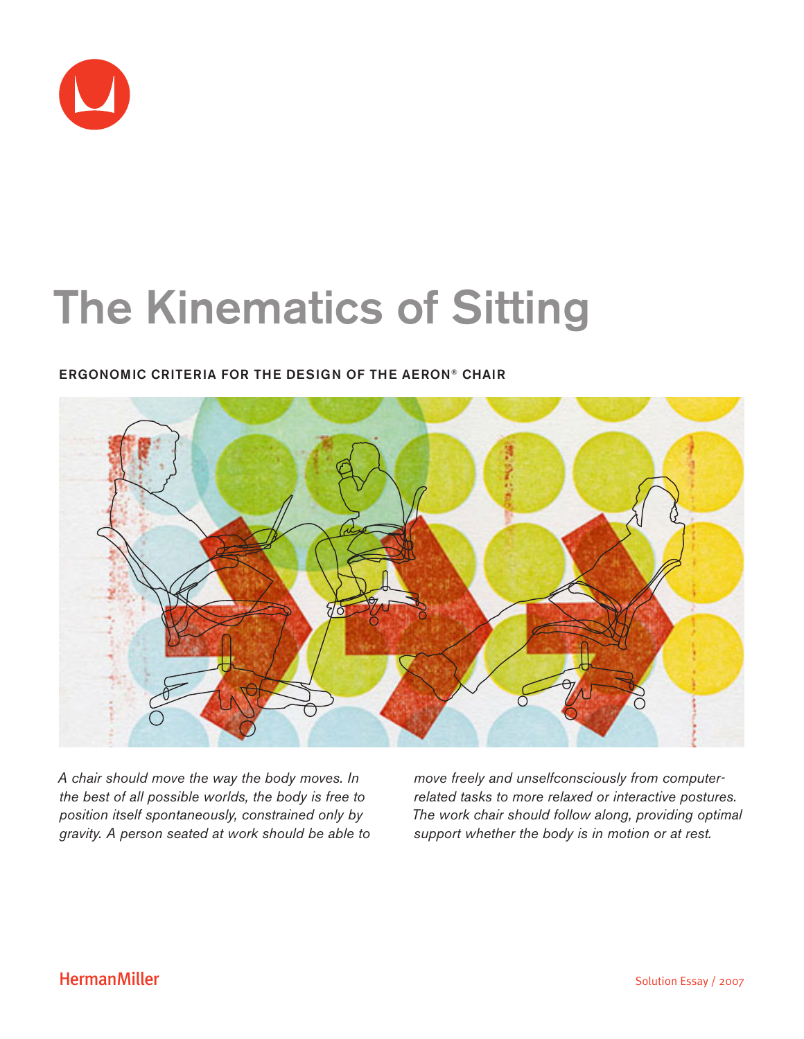# The Kinematics of Sitting

## ERGONOMIC CRITERIA FOR THE DESIGN OF THE AERON® CHAIR

*A chair should move the way the body moves. In the best of all possible worlds, the body is free to position itself spontaneously, constrained only by gravity. A person seated at work should be able to move freely and unselfconsciously from computer-related tasks to more relaxed or interactive postures. The work chair should follow along, providing optimal support whether the body is in motion or at rest.*

HermanMiller

Solution Essay / 2007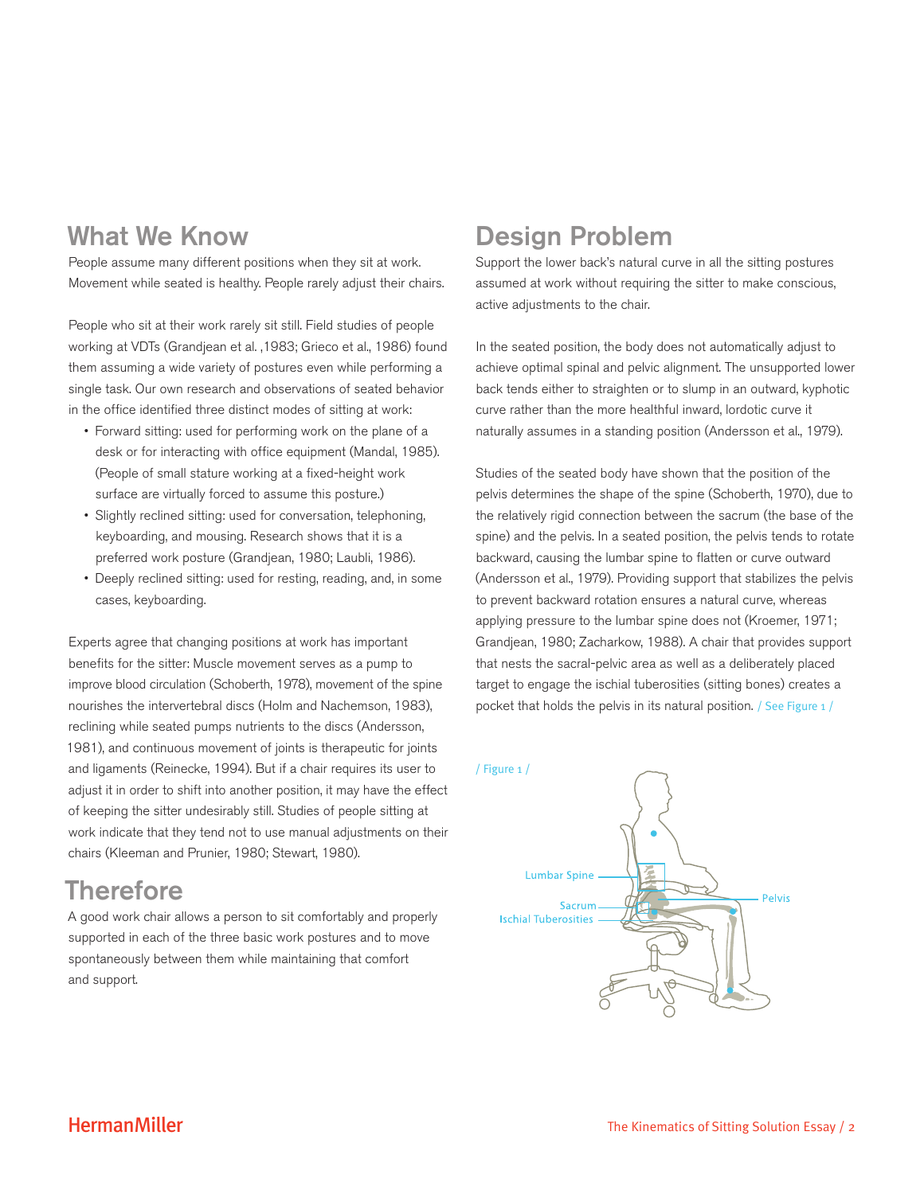## What We Know

People assume many different positions when they sit at work. Movement while seated is healthy. People rarely adjust their chairs.

People who sit at their work rarely sit still. Field studies of people working at VDTs (Grandjean et al. ,1983; Grieco et al., 1986) found them assuming a wide variety of postures even while performing a single task. Our own research and observations of seated behavior in the office identified three distinct modes of sitting at work:

- Forward sitting: used for performing work on the plane of a desk or for interacting with office equipment (Mandal, 1985). (People of small stature working at a fixed-height work surface are virtually forced to assume this posture.)
- Slightly reclined sitting: used for conversation, telephoning, keyboarding, and mousing. Research shows that it is a preferred work posture (Grandjean, 1980; Laubli, 1986).
- Deeply reclined sitting: used for resting, reading, and, in some cases, keyboarding.

Experts agree that changing positions at work has important benefits for the sitter: Muscle movement serves as a pump to improve blood circulation (Schoberth, 1978), movement of the spine nourishes the intervertebral discs (Holm and Nachemson, 1983), reclining while seated pumps nutrients to the discs (Andersson, 1981), and continuous movement of joints is therapeutic for joints and ligaments (Reinecke, 1994). But if a chair requires its user to adjust it in order to shift into another position, it may have the effect of keeping the sitter undesirably still. Studies of people sitting at work indicate that they tend not to use manual adjustments on their chairs (Kleeman and Prunier, 1980; Stewart, 1980).

## Therefore

A good work chair allows a person to sit comfortably and properly supported in each of the three basic work postures and to move spontaneously between them while maintaining that comfort and support.

## Design Problem

Support the lower back's natural curve in all the sitting postures assumed at work without requiring the sitter to make conscious, active adjustments to the chair.

In the seated position, the body does not automatically adjust to achieve optimal spinal and pelvic alignment. The unsupported lower back tends either to straighten or to slump in an outward, kyphotic curve rather than the more healthful inward, lordotic curve it naturally assumes in a standing position (Andersson et al., 1979).

Studies of the seated body have shown that the position of the pelvis determines the shape of the spine (Schoberth, 1970), due to the relatively rigid connection between the sacrum (the base of the spine) and the pelvis. In a seated position, the pelvis tends to rotate backward, causing the lumbar spine to flatten or curve outward (Andersson et al., 1979). Providing support that stabilizes the pelvis to prevent backward rotation ensures a natural curve, whereas applying pressure to the lumbar spine does not (Kroemer, 1971; Grandjean, 1980; Zacharkow, 1988). A chair that provides support that nests the sacral-pelvic area as well as a deliberately placed target to engage the ischial tuberosities (sitting bones) creates a pocket that holds the pelvis in its natural position. / See Figure 1 /

/ Figure 1 /

Lumbar Spine

Pelvis

Sacrum

Ischial Tuberosities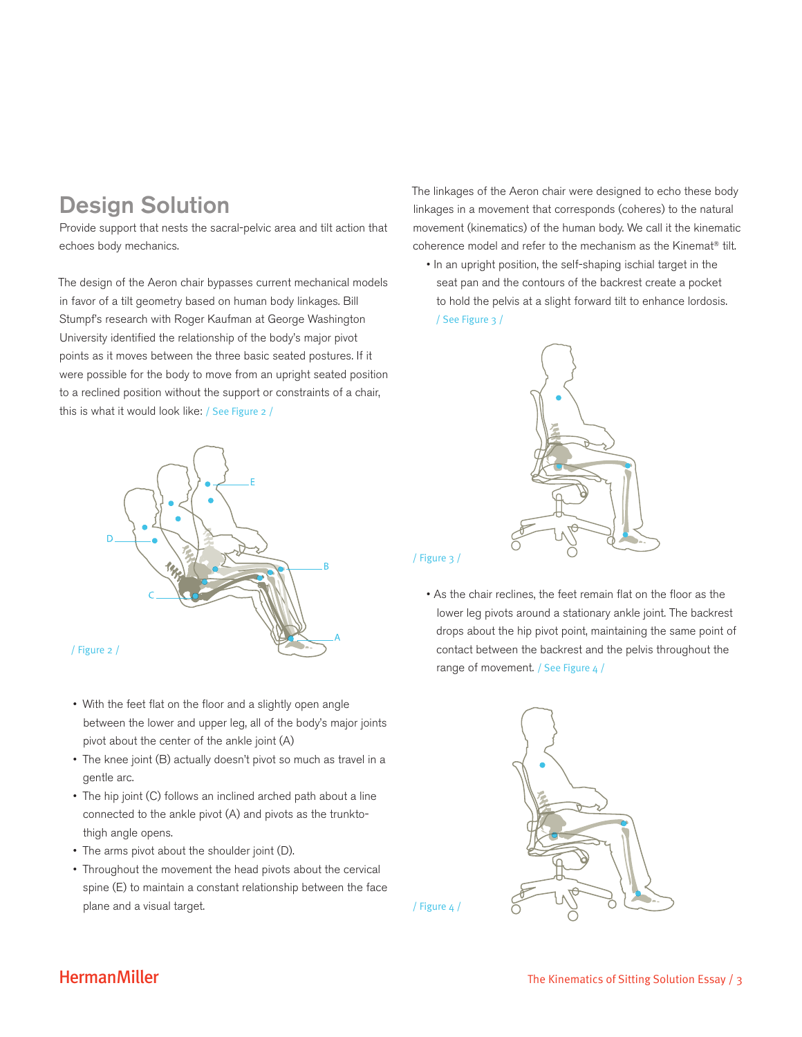## Design Solution

Provide support that nests the sacral-pelvic area and tilt action that echoes body mechanics.

The design of the Aeron chair bypasses current mechanical models in favor of a tilt geometry based on human body linkages. Bill Stumpf's research with Roger Kaufman at George Washington University identified the relationship of the body's major pivot points as it moves between the three basic seated postures. If it were possible for the body to move from an upright seated position to a reclined position without the support or constraints of a chair, this is what it would look like: / See Figure 2 /

/ Figure 2 /

- With the feet flat on the floor and a slightly open angle between the lower and upper leg, all of the body's major joints pivot about the center of the ankle joint (A)
- The knee joint (B) actually doesn't pivot so much as travel in a gentle arc.
- The hip joint (C) follows an inclined arched path about a line connected to the ankle pivot (A) and pivots as the trunkto-thigh angle opens.
- The arms pivot about the shoulder joint (D).
- Throughout the movement the head pivots about the cervical spine (E) to maintain a constant relationship between the face plane and a visual target.

The linkages of the Aeron chair were designed to echo these body linkages in a movement that corresponds (coheres) to the natural movement (kinematics) of the human body. We call it the kinematic coherence model and refer to the mechanism as the Kinemat® tilt.

- In an upright position, the self-shaping ischial target in the seat pan and the contours of the backrest create a pocket to hold the pelvis at a slight forward tilt to enhance lordosis. / See Figure 3 /

/ Figure 3 /

- As the chair reclines, the feet remain flat on the floor as the lower leg pivots around a stationary ankle joint. The backrest drops about the hip pivot point, maintaining the same point of contact between the backrest and the pelvis throughout the range of movement. / See Figure 4 /

/ Figure 4 /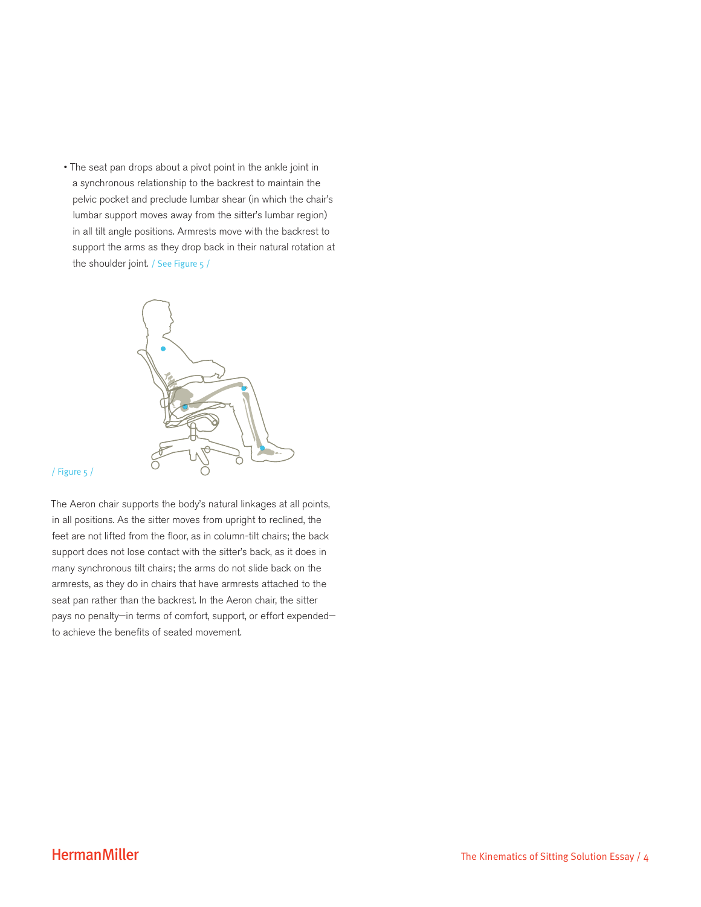- The seat pan drops about a pivot point in the ankle joint in a synchronous relationship to the backrest to maintain the pelvic pocket and preclude lumbar shear (in which the chair's lumbar support moves away from the sitter's lumbar region) in all tilt angle positions. Armrests move with the backrest to support the arms as they drop back in their natural rotation at the shoulder joint. / See Figure 5 /

/ Figure 5 /

The Aeron chair supports the body's natural linkages at all points, in all positions. As the sitter moves from upright to reclined, the feet are not lifted from the floor, as in column-tilt chairs; the back support does not lose contact with the sitter's back, as it does in many synchronous tilt chairs; the arms do not slide back on the armrests, as they do in chairs that have armrests attached to the seat pan rather than the backrest. In the Aeron chair, the sitter pays no penalty—in terms of comfort, support, or effort expended—to achieve the benefits of seated movement.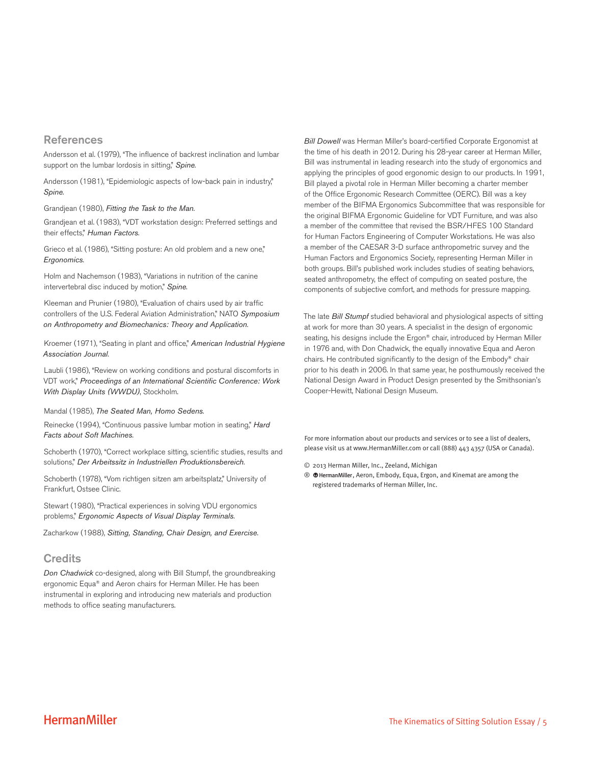## References

Andersson et al. (1979), "The influence of backrest inclination and lumbar support on the lumbar lordosis in sitting," *Spine*.

Andersson (1981), "Epidemiologic aspects of low-back pain in industry," *Spine*.

Grandjean (1980), *Fitting the Task to the Man*.

Grandjean et al. (1983), "VDT workstation design: Preferred settings and their effects," *Human Factors*.

Grieco et al. (1986), "Sitting posture: An old problem and a new one," *Ergonomics*.

Holm and Nachemson (1983), "Variations in nutrition of the canine intervertebral disc induced by motion," *Spine*.

Kleeman and Prunier (1980), "Evaluation of chairs used by air traffic controllers of the U.S. Federal Aviation Administration," NATO *Symposium on Anthropometry and Biomechanics: Theory and Application*.

Kroemer (1971), "Seating in plant and office," *American Industrial Hygiene Association Journal*.

Laubli (1986), "Review on working conditions and postural discomforts in VDT work," *Proceedings of an International Scientific Conference: Work With Display Units (WWDU)*, Stockholm.

Mandal (1985), *The Seated Man, Homo Sedens*.

Reinecke (1994), "Continuous passive lumbar motion in seating," *Hard Facts about Soft Machines*.

Schoberth (1970), "Correct workplace sitting, scientific studies, results and solutions," *Der Arbeitssitz in Industriellen Produktionsbereich*.

Schoberth (1978), "Vom richtigen sitzen am arbeitsplatz," University of Frankfurt, Ostsee Clinic.

Stewart (1980), "Practical experiences in solving VDU ergonomics problems," *Ergonomic Aspects of Visual Display Terminals*.

Zacharkow (1988), *Sitting, Standing, Chair Design, and Exercise*.

## Credits

*Don Chadwick* co-designed, along with Bill Stumpf, the groundbreaking ergonomic Equa® and Aeron chairs for Herman Miller. He has been instrumental in exploring and introducing new materials and production methods to office seating manufacturers.

*Bill Dowell* was Herman Miller's board-certified Corporate Ergonomist at the time of his death in 2012. During his 28-year career at Herman Miller, Bill was instrumental in leading research into the study of ergonomics and applying the principles of good ergonomic design to our products. In 1991, Bill played a pivotal role in Herman Miller becoming a charter member of the Office Ergonomic Research Committee (OERC). Bill was a key member of the BIFMA Ergonomics Subcommittee that was responsible for the original BIFMA Ergonomic Guideline for VDT Furniture, and was also a member of the committee that revised the BSR/HFES 100 Standard for Human Factors Engineering of Computer Workstations. He was also a member of the CAESAR 3-D surface anthropometric survey and the Human Factors and Ergonomics Society, representing Herman Miller in both groups. Bill's published work includes studies of seating behaviors, seated anthropometry, the effect of computing on seated posture, the components of subjective comfort, and methods for pressure mapping.

The late *Bill Stumpf* studied behavioral and physiological aspects of sitting at work for more than 30 years. A specialist in the design of ergonomic seating, his designs include the Ergon® chair, introduced by Herman Miller in 1976 and, with Don Chadwick, the equally innovative Equa and Aeron chairs. He contributed significantly to the design of the Embody® chair prior to his death in 2006. In that same year, he posthumously received the National Design Award in Product Design presented by the Smithsonian's Cooper-Hewitt, National Design Museum.

For more information about our products and services or to see a list of dealers, please visit us at www.HermanMiller.com or call (888) 443 4357 (USA or Canada).

© 2013 Herman Miller, Inc., Zeeland, Michigan

® HermanMiller, Aeron, Embody, Equa, Ergon, and Kinemat are among the registered trademarks of Herman Miller, Inc.